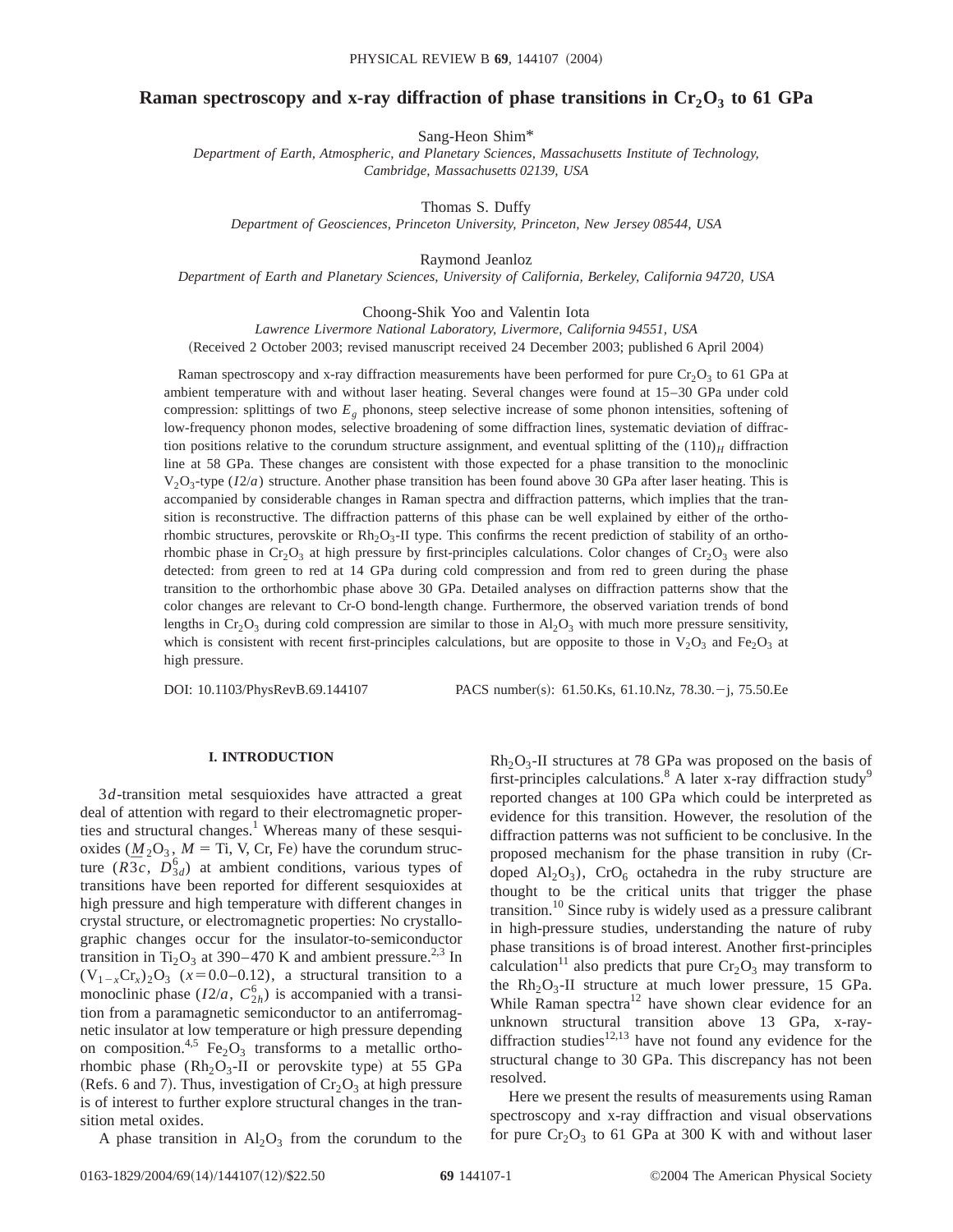# Raman spectroscopy and x-ray diffraction of phase transitions in $Cr_2O_3$ to 61 GPa

Sang-Heon Shim*

*Department of Earth, Atmospheric, and Planetary Sciences, Massachusetts Institute of Technology, Cambridge, Massachusetts 02139, USA*

Thomas S. Duffy

*Department of Geosciences, Princeton University, Princeton, New Jersey 08544, USA*

Raymond Jeanloz

*Department of Earth and Planetary Sciences, University of California, Berkeley, California 94720, USA*

Choong-Shik Yoo and Valentin Iota

*Lawrence Livermore National Laboratory, Livermore, California 94551, USA*

(Received 2 October 2003; revised manuscript received 24 December 2003; published 6 April 2004)

Raman spectroscopy and x-ray diffraction measurements have been performed for pure $Cr_2O_3$ to 61 GPa at ambient temperature with and without laser heating. Several changes were found at 15–30 GPa under cold compression: splittings of two $E_g$ phonons, steep selective increase of some phonon intensities, softening of low-frequency phonon modes, selective broadening of some diffraction lines, systematic deviation of diffraction positions relative to the corundum structure assignment, and eventual splitting of the $(110)_H$ diffraction line at 58 GPa. These changes are consistent with those expected for a phase transition to the monoclinic $V_2O_3$-type ($I2/a$) structure. Another phase transition has been found above 30 GPa after laser heating. This is accompanied by considerable changes in Raman spectra and diffraction patterns, which implies that the transition is reconstructive. The diffraction patterns of this phase can be well explained by either of the orthorhombic structures, perovskite or $Rh_2O_3$-II type. This confirms the recent prediction of stability of an orthorhombic phase in $Cr_2O_3$ at high pressure by first-principles calculations. Color changes of $Cr_2O_3$ were also detected: from green to red at 14 GPa during cold compression and from red to green during the phase transition to the orthorhombic phase above 30 GPa. Detailed analyses on diffraction patterns show that the color changes are relevant to Cr-O bond-length change. Furthermore, the observed variation trends of bond lengths in $Cr_2O_3$ during cold compression are similar to those in $Al_2O_3$ with much more pressure sensitivity, which is consistent with recent first-principles calculations, but are opposite to those in $V_2O_3$ and $Fe_2O_3$ at high pressure.

DOI: 10.1103/PhysRevB.69.144107 PACS number(s): 61.50.Ks, 61.10.Nz, 78.30.−j, 75.50.Ee

## I. INTRODUCTION

$3d$-transition metal sesquioxides have attracted a great deal of attention with regard to their electromagnetic properties and structural changes.[1] Whereas many of these sesquioxides ($\underline{M}_2O_3$, $M$ = Ti, V, Cr, Fe) have the corundum structure ($R\bar{3}c$, $D_{3d}^6$) at ambient conditions, various types of transitions have been reported for different sesquioxides at high pressure and high temperature with different changes in crystal structure, or electromagnetic properties: No crystallographic changes occur for the insulator-to-semiconductor transition in $Ti_2O_3$ at 390–470 K and ambient pressure.[2,3] In $(V_{1-x}Cr_x)_2O_3$ ($x$=0.0–0.12), a structural transition to a monoclinic phase ($I2/a$, $C_{2h}^6$) is accompanied with a transition from a paramagnetic semiconductor to an antiferromagnetic insulator at low temperature or high pressure depending on composition.[4,5] $Fe_2O_3$ transforms to a metallic orthorhombic phase ($Rh_2O_3$-II or perovskite type) at 55 GPa (Refs. 6 and 7). Thus, investigation of $Cr_2O_3$ at high pressure is of interest to further explore structural changes in the transition metal oxides.

A phase transition in $Al_2O_3$ from the corundum to the $Rh_2O_3$-II structures at 78 GPa was proposed on the basis of first-principles calculations.[8] A later x-ray diffraction study[9] reported changes at 100 GPa which could be interpreted as evidence for this transition. However, the resolution of the diffraction patterns was not sufficient to be conclusive. In the proposed mechanism for the phase transition in ruby (Cr-doped $Al_2O_3$), $CrO_6$ octahedra in the ruby structure are thought to be the critical units that trigger the phase transition.[10] Since ruby is widely used as a pressure calibrant in high-pressure studies, understanding the nature of ruby phase transitions is of broad interest. Another first-principles calculation[11] also predicts that pure $Cr_2O_3$ may transform to the $Rh_2O_3$-II structure at much lower pressure, 15 GPa. While Raman spectra[12] have shown clear evidence for an unknown structural transition above 13 GPa, x-ray-diffraction studies[12,13] have not found any evidence for the structural change to 30 GPa. This discrepancy has not been resolved.

Here we present the results of measurements using Raman spectroscopy and x-ray diffraction and visual observations for pure $Cr_2O_3$ to 61 GPa at 300 K with and without laser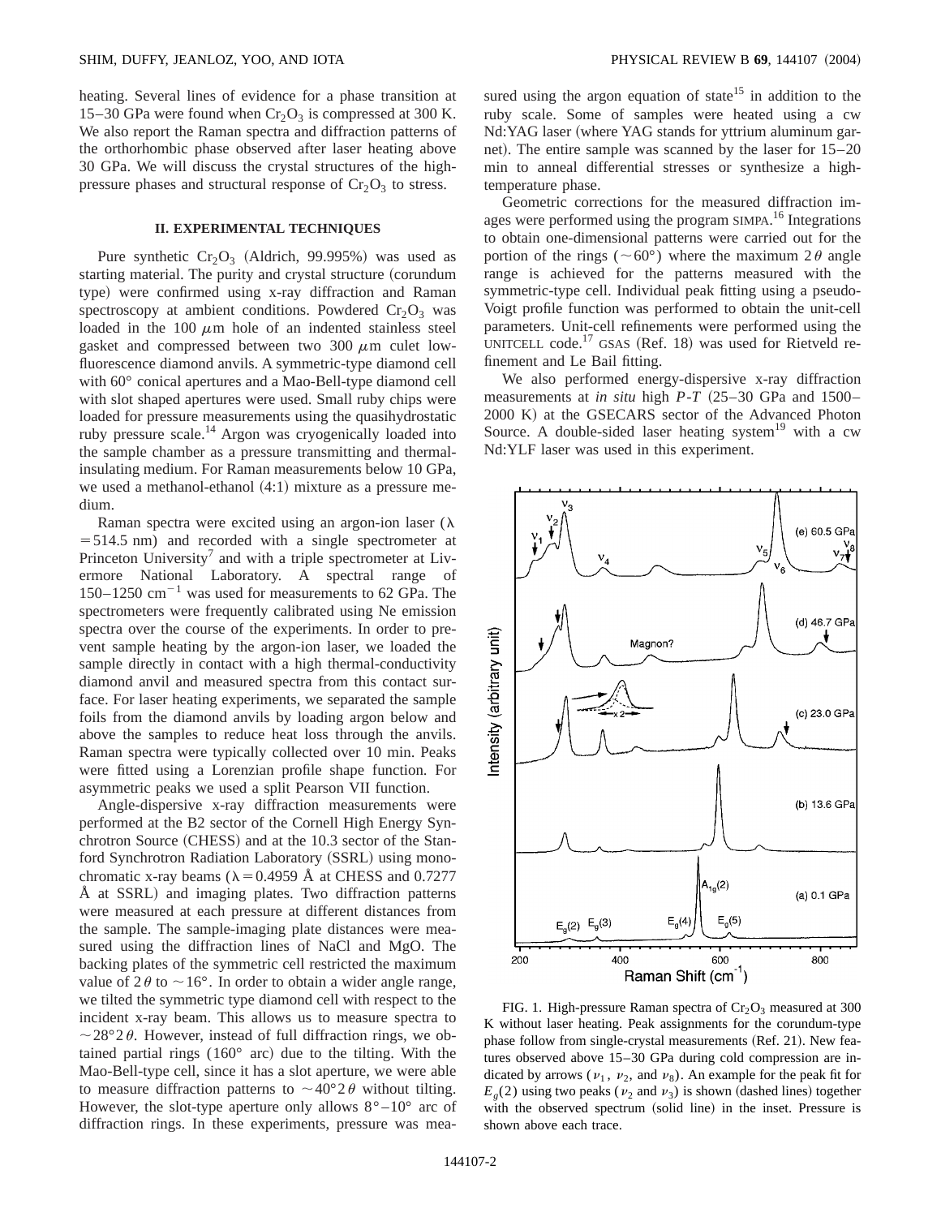heating. Several lines of evidence for a phase transition at 15–30 GPa were found when $Cr_2O_3$ is compressed at 300 K. We also report the Raman spectra and diffraction patterns of the orthorhombic phase observed after laser heating above 30 GPa. We will discuss the crystal structures of the high-pressure phases and structural response of $Cr_2O_3$ to stress.

## II. EXPERIMENTAL TECHNIQUES

Pure synthetic $Cr_2O_3$ (Aldrich, 99.995%) was used as starting material. The purity and crystal structure (corundum type) were confirmed using x-ray diffraction and Raman spectroscopy at ambient conditions. Powdered $Cr_2O_3$ was loaded in the 100 $\mu$m hole of an indented stainless steel gasket and compressed between two 300 $\mu$m culet low-fluorescence diamond anvils. A symmetric-type diamond cell with 60° conical apertures and a Mao-Bell-type diamond cell with slot shaped apertures were used. Small ruby chips were loaded for pressure measurements using the quasihydrostatic ruby pressure scale.[14] Argon was cryogenically loaded into the sample chamber as a pressure transmitting and thermal-insulating medium. For Raman measurements below 10 GPa, we used a methanol-ethanol (4:1) mixture as a pressure medium.

Raman spectra were excited using an argon-ion laser ($\lambda = 514.5$ nm) and recorded with a single spectrometer at Princeton University[7] and with a triple spectrometer at Livermore National Laboratory. A spectral range of 150–1250 $cm^{-1}$ was used for measurements to 62 GPa. The spectrometers were frequently calibrated using Ne emission spectra over the course of the experiments. In order to prevent sample heating by the argon-ion laser, we loaded the sample directly in contact with a high thermal-conductivity diamond anvil and measured spectra from this contact surface. For laser heating experiments, we separated the sample foils from the diamond anvils by loading argon below and above the samples to reduce heat loss through the anvils. Raman spectra were typically collected over 10 min. Peaks were fitted using a Lorenzian profile shape function. For asymmetric peaks we used a split Pearson VII function.

Angle-dispersive x-ray diffraction measurements were performed at the B2 sector of the Cornell High Energy Synchrotron Source (CHESS) and at the 10.3 sector of the Stanford Synchrotron Radiation Laboratory (SSRL) using monochromatic x-ray beams ($\lambda = 0.4959$ Å at CHESS and 0.7277 Å at SSRL) and imaging plates. Two diffraction patterns were measured at each pressure at different distances from the sample. The sample-imaging plate distances were measured using the diffraction lines of NaCl and MgO. The backing plates of the symmetric cell restricted the maximum value of $2\theta$ to ~16°. In order to obtain a wider angle range, we tilted the symmetric type diamond cell with respect to the incident x-ray beam. This allows us to measure spectra to ~28°$2\theta$. However, instead of full diffraction rings, we obtained partial rings (160° arc) due to the tilting. With the Mao-Bell-type cell, since it has a slot aperture, we were able to measure diffraction patterns to ~40°$2\theta$ without tilting. However, the slot-type aperture only allows 8°–10° arc of diffraction rings. In these experiments, pressure was measured using the argon equation of state[15] in addition to the ruby scale. Some of samples were heated using a cw Nd:YAG laser (where YAG stands for yttrium aluminum garnet). The entire sample was scanned by the laser for 15–20 min to anneal differential stresses or synthesize a high-temperature phase.

Geometric corrections for the measured diffraction images were performed using the program SIMPA.[16] Integrations to obtain one-dimensional patterns were carried out for the portion of the rings (~60°) where the maximum $2\theta$ angle range is achieved for the patterns measured with the symmetric-type cell. Individual peak fitting using a pseudo-Voigt profile function was performed to obtain the unit-cell parameters. Unit-cell refinements were performed using the UNITCELL code.[17] GSAS (Ref. 18) was used for Rietveld refinement and Le Bail fitting.

We also performed energy-dispersive x-ray diffraction measurements at *in situ* high *P*-*T* (25–30 GPa and 1500–2000 K) at the GSECARS sector of the Advanced Photon Source. A double-sided laser heating system[19] with a cw Nd:YLF laser was used in this experiment.

FIG. 1. High-pressure Raman spectra of $Cr_2O_3$ measured at 300 K without laser heating. Peak assignments for the corundum-type phase follow from single-crystal measurements (Ref. 21). New features observed above 15–30 GPa during cold compression are indicated by arrows ($\nu_1$, $\nu_2$, and $\nu_8$). An example for the peak fit for $E_g(2)$ using two peaks ($\nu_2$ and $\nu_3$) is shown (dashed lines) together with the observed spectrum (solid line) in the inset. Pressure is shown above each trace.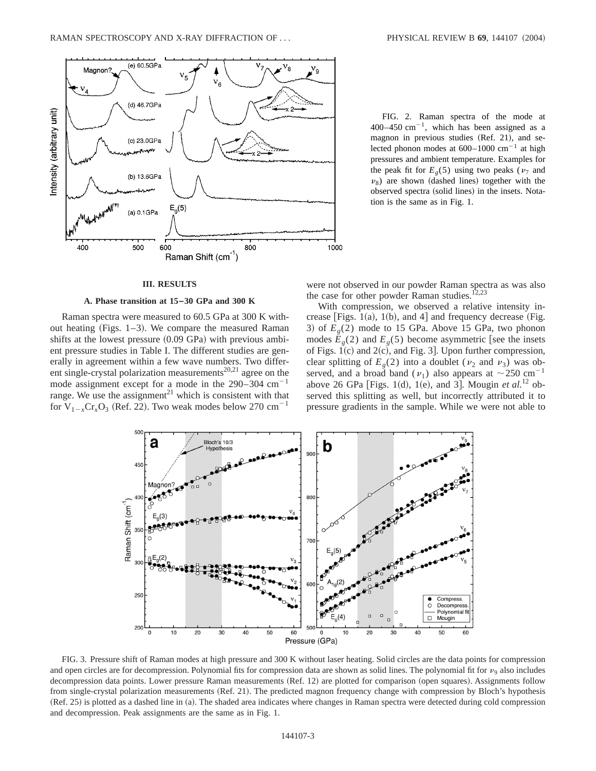FIG. 2. Raman spectra of the mode at 400–450 $cm^{-1}$, which has been assigned as a magnon in previous studies (Ref. 21), and selected phonon modes at 600–1000 $cm^{-1}$ at high pressures and ambient temperature. Examples for the peak fit for $E_g(5)$ using two peaks ($\nu_7$ and $\nu_8$) are shown (dashed lines) together with the observed spectra (solid lines) in the insets. Notation is the same as in Fig. 1.

## III. RESULTS

### A. Phase transition at 15–30 GPa and 300 K

Raman spectra were measured to 60.5 GPa at 300 K without heating (Figs. 1–3). We compare the measured Raman shifts at the lowest pressure (0.09 GPa) with previous ambient pressure studies in Table I. The different studies are generally in agreement within a few wave numbers. Two different single-crystal polarization measurements[20,21] agree on the mode assignment except for a mode in the 290–304 $cm^{-1}$ range. We use the assignment[21] which is consistent with that for $V_{1-x}Cr_xO_3$ (Ref. 22). Two weak modes below 270 $cm^{-1}$ were not observed in our powder Raman spectra as was also the case for other powder Raman studies.[12,23]

With compression, we observed a relative intensity increase [Figs. 1(a), 1(b), and 4] and frequency decrease (Fig. 3) of $E_g(2)$ mode to 15 GPa. Above 15 GPa, two phonon modes $E_g(2)$ and $E_g(5)$ become asymmetric [see the insets of Figs. 1(c) and 2(c), and Fig. 3]. Upon further compression, clear splitting of $E_g(2)$ into a doublet ($\nu_2$ and $\nu_3$) was observed, and a broad band ($\nu_1$) also appears at $\sim$250 $cm^{-1}$ above 26 GPa [Figs. 1(d), 1(e), and 3]. Mougin *et al.*[12] observed this splitting as well, but incorrectly attributed it to pressure gradients in the sample. While we were not able to

FIG. 3. Pressure shift of Raman modes at high pressure and 300 K without laser heating. Solid circles are the data points for compression and open circles are for decompression. Polynomial fits for compression data are shown as solid lines. The polynomial fit for $\nu_9$ also includes decompression data points. Lower pressure Raman measurements (Ref. 12) are plotted for comparison (open squares). Assignments follow from single-crystal polarization measurements (Ref. 21). The predicted magnon frequency change with compression by Bloch's hypothesis (Ref. 25) is plotted as a dashed line in (a). The shaded area indicates where changes in Raman spectra were detected during cold compression and decompression. Peak assignments are the same as in Fig. 1.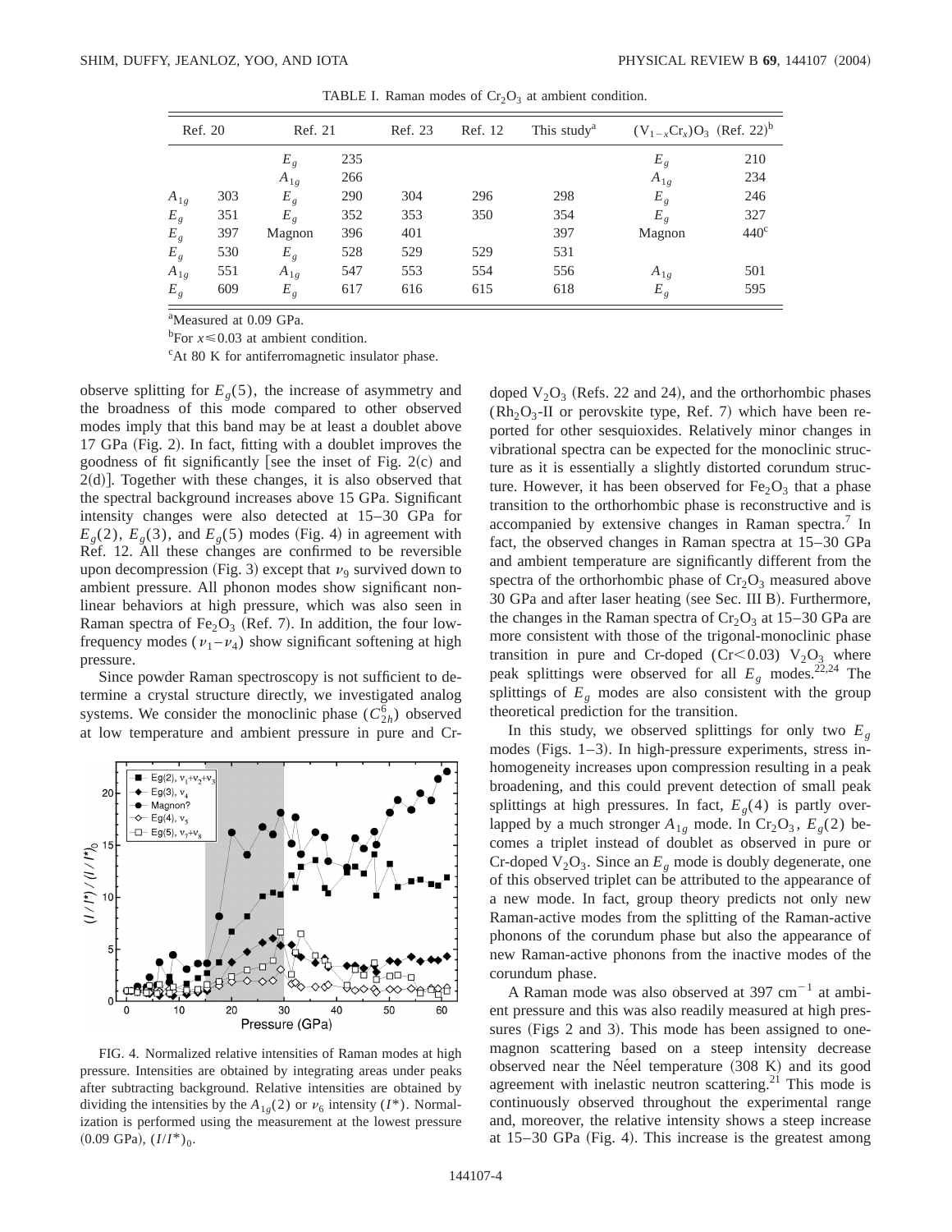TABLE I. Raman modes of $Cr_2O_3$ at ambient condition.

| Ref. 20 | | Ref. 21 | | Ref. 23 | Ref. 12 | This study[a] | $(V_{1-x}Cr_x)O_3$ (Ref. 22)[b] | |
|---|---|---|---|---|---|---|---|---|
| | | $E_g$ | 235 | | | | $E_g$ | 210 |
| | | $A_{1g}$ | 266 | | | | $A_{1g}$ | 234 |
| $A_{1g}$ | 303 | $E_g$ | 290 | 304 | 296 | 298 | $E_g$ | 246 |
| $E_g$ | 351 | $E_g$ | 352 | 353 | 350 | 354 | $E_g$ | 327 |
| $E_g$ | 397 | Magnon | 396 | 401 | | 397 | Magnon | 440[c] |
| $E_g$ | 530 | $E_g$ | 528 | 529 | 529 | 531 | | |
| $A_{1g}$ | 551 | $A_{1g}$ | 547 | 553 | 554 | 556 | $A_{1g}$ | 501 |
| $E_g$ | 609 | $E_g$ | 617 | 616 | 615 | 618 | $E_g$ | 595 |

[a]Measured at 0.09 GPa.

[b]For $x \leq 0.03$ at ambient condition.

[c]At 80 K for antiferromagnetic insulator phase.

observe splitting for $E_g(5)$, the increase of asymmetry and the broadness of this mode compared to other observed modes imply that this band may be at least a doublet above 17 GPa (Fig. 2). In fact, fitting with a doublet improves the goodness of fit significantly [see the inset of Fig. 2(c) and 2(d)]. Together with these changes, it is also observed that the spectral background increases above 15 GPa. Significant intensity changes were also detected at 15–30 GPa for $E_g(2)$, $E_g(3)$, and $E_g(5)$ modes (Fig. 4) in agreement with Ref. 12. All these changes are confirmed to be reversible upon decompression (Fig. 3) except that $\nu_9$ survived down to ambient pressure. All phonon modes show significant nonlinear behaviors at high pressure, which was also seen in Raman spectra of $Fe_2O_3$ (Ref. 7). In addition, the four low-frequency modes ($\nu_1$–$\nu_4$) show significant softening at high pressure.

Since powder Raman spectroscopy is not sufficient to determine a crystal structure directly, we investigated analog systems. We consider the monoclinic phase ($C_{2h}^6$) observed at low temperature and ambient pressure in pure and Cr-doped $V_2O_3$ (Refs. 22 and 24), and the orthorhombic phases ($Rh_2O_3$-II or perovskite type, Ref. 7) which have been reported for other sesquioxides. Relatively minor changes in vibrational spectra can be expected for the monoclinic structure as it is essentially a slightly distorted corundum structure. However, it has been observed for $Fe_2O_3$ that a phase transition to the orthorhombic phase is reconstructive and is accompanied by extensive changes in Raman spectra.[7] In fact, the observed changes in Raman spectra at 15–30 GPa and ambient temperature are significantly different from the spectra of the orthorhombic phase of $Cr_2O_3$ measured above 30 GPa and after laser heating (see Sec. III B). Furthermore, the changes in the Raman spectra of $Cr_2O_3$ at 15–30 GPa are more consistent with those of the trigonal-monoclinic phase transition in pure and Cr-doped (Cr<0.03) $V_2O_3$ where peak splittings were observed for all $E_g$ modes.[22,24] The splittings of $E_g$ modes are also consistent with the group theoretical prediction for the transition.

In this study, we observed splittings for only two $E_g$ modes (Figs. 1–3). In high-pressure experiments, stress inhomogeneity increases upon compression resulting in a peak broadening, and this could prevent detection of small peak splittings at high pressures. In fact, $E_g(4)$ is partly overlapped by a much stronger $A_{1g}$ mode. In $Cr_2O_3$, $E_g(2)$ becomes a triplet instead of doublet as observed in pure or Cr-doped $V_2O_3$. Since an $E_g$ mode is doubly degenerate, one of this observed triplet can be attributed to the appearance of a new mode. In fact, group theory predicts not only new Raman-active modes from the splitting of the Raman-active phonons of the corundum phase but also the appearance of new Raman-active phonons from the inactive modes of the corundum phase.

A Raman mode was also observed at 397 cm$^{-1}$ at ambient pressure and this was also readily measured at high pressures (Figs 2 and 3). This mode has been assigned to one-magnon scattering based on a steep intensity decrease observed near the Néel temperature (308 K) and its good agreement with inelastic neutron scattering.[21] This mode is continuously observed throughout the experimental range and, moreover, the relative intensity shows a steep increase at 15–30 GPa (Fig. 4). This increase is the greatest among

FIG. 4. Normalized relative intensities of Raman modes at high pressure. Intensities are obtained by integrating areas under peaks after subtracting background. Relative intensities are obtained by dividing the intensities by the $A_{1g}(2)$ or $\nu_6$ intensity ($I^*$). Normalization is performed using the measurement at the lowest pressure (0.09 GPa), $(I/I^*)_0$.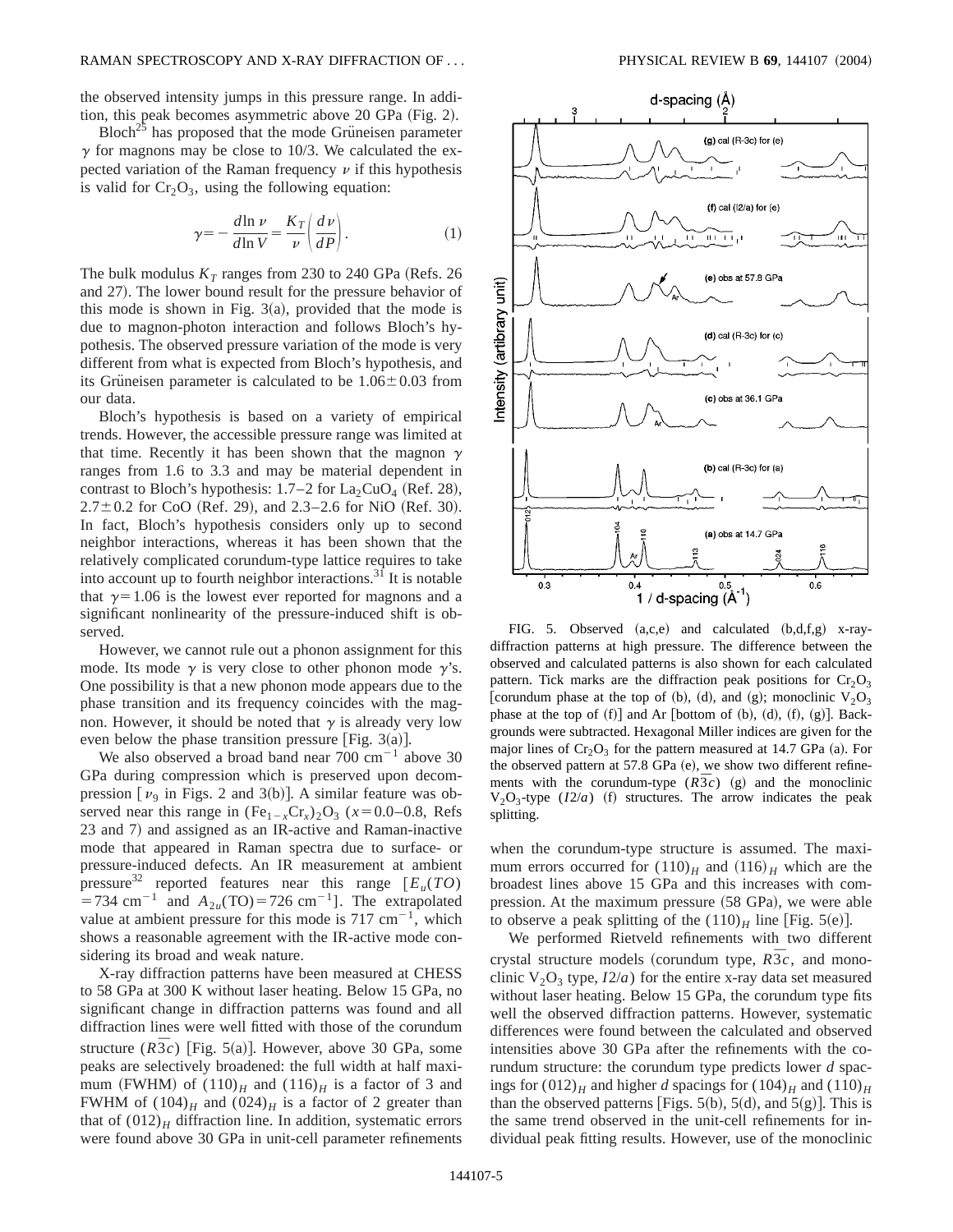the observed intensity jumps in this pressure range. In addition, this peak becomes asymmetric above 20 GPa (Fig. 2).

Bloch[25] has proposed that the mode Grüneisen parameter $\gamma$ for magnons may be close to 10/3. We calculated the expected variation of the Raman frequency $\nu$ if this hypothesis is valid for $Cr_2O_3$, using the following equation:

$$\gamma = -\frac{d\ln \nu}{d\ln V} = \frac{K_T}{\nu}\left(\frac{d\nu}{dP}\right). \tag{1}$$

The bulk modulus $K_T$ ranges from 230 to 240 GPa (Refs. 26 and 27). The lower bound result for the pressure behavior of this mode is shown in Fig. 3(a), provided that the mode is due to magnon-photon interaction and follows Bloch's hypothesis. The observed pressure variation of the mode is very different from what is expected from Bloch's hypothesis, and its Grüneisen parameter is calculated to be $1.06 \pm 0.03$ from our data.

Bloch's hypothesis is based on a variety of empirical trends. However, the accessible pressure range was limited at that time. Recently it has been shown that the magnon $\gamma$ ranges from 1.6 to 3.3 and may be material dependent in contrast to Bloch's hypothesis: 1.7–2 for $La_2CuO_4$ (Ref. 28), $2.7 \pm 0.2$ for CoO (Ref. 29), and 2.3–2.6 for NiO (Ref. 30). In fact, Bloch's hypothesis considers only up to second neighbor interactions, whereas it has been shown that the relatively complicated corundum-type lattice requires to take into account up to fourth neighbor interactions.[31] It is notable that $\gamma = 1.06$ is the lowest ever reported for magnons and a significant nonlinearity of the pressure-induced shift is observed.

However, we cannot rule out a phonon assignment for this mode. Its mode $\gamma$ is very close to other phonon mode $\gamma$'s. One possibility is that a new phonon mode appears due to the phase transition and its frequency coincides with the magnon. However, it should be noted that $\gamma$ is already very low even below the phase transition pressure [Fig. 3(a)].

We also observed a broad band near 700 cm$^{-1}$ above 30 GPa during compression which is preserved upon decompression [$\nu_9$ in Figs. 2 and 3(b)]. A similar feature was observed near this range in $(Fe_{1-x}Cr_x)_2O_3$ ($x = 0.0$–$0.8$, Refs 23 and 7) and assigned as an IR-active and Raman-inactive mode that appeared in Raman spectra due to surface- or pressure-induced defects. An IR measurement at ambient pressure[32] reported features near this range [$E_u(TO) = 734$ cm$^{-1}$ and $A_{2u}(\mathrm{TO}) = 726$ cm$^{-1}$]. The extrapolated value at ambient pressure for this mode is 717 cm$^{-1}$, which shows a reasonable agreement with the IR-active mode considering its broad and weak nature.

X-ray diffraction patterns have been measured at CHESS to 58 GPa at 300 K without laser heating. Below 15 GPa, no significant change in diffraction patterns was found and all diffraction lines were well fitted with those of the corundum structure ($R\bar{3}c$) [Fig. 5(a)]. However, above 30 GPa, some peaks are selectively broadened: the full width at half maximum (FWHM) of $(110)_H$ and $(116)_H$ is a factor of 3 and FWHM of $(104)_H$ and $(024)_H$ is a factor of 2 greater than that of $(012)_H$ diffraction line. In addition, systematic errors were found above 30 GPa in unit-cell parameter refinements when the corundum-type structure is assumed. The maximum errors occurred for $(110)_H$ and $(116)_H$ which are the broadest lines above 15 GPa and this increases with compression. At the maximum pressure (58 GPa), we were able to observe a peak splitting of the $(110)_H$ line [Fig. 5(e)].

FIG. 5. Observed (a,c,e) and calculated (b,d,f,g) x-ray-diffraction patterns at high pressure. The difference between the observed and calculated patterns is also shown for each calculated pattern. Tick marks are the diffraction peak positions for $Cr_2O_3$ [corundum phase at the top of (b), (d), and (g); monoclinic $V_2O_3$ phase at the top of (f)] and Ar [bottom of (b), (d), (f), (g)]. Backgrounds were subtracted. Hexagonal Miller indices are given for the major lines of $Cr_2O_3$ for the pattern measured at 14.7 GPa (a). For the observed pattern at 57.8 GPa (e), we show two different refinements with the corundum-type ($R\bar{3}c$) (g) and the monoclinic $V_2O_3$-type ($I2/a$) (f) structures. The arrow indicates the peak splitting.

We performed Rietveld refinements with two different crystal structure models (corundum type, $R\bar{3}c$, and monoclinic $V_2O_3$ type, $I2/a$) for the entire x-ray data set measured without laser heating. Below 15 GPa, the corundum type fits well the observed diffraction patterns. However, systematic differences were found between the calculated and observed intensities above 30 GPa after the refinements with the corundum structure: the corundum type predicts lower $d$ spacings for $(012)_H$ and higher $d$ spacings for $(104)_H$ and $(110)_H$ than the observed patterns [Figs. 5(b), 5(d), and 5(g)]. This is the same trend observed in the unit-cell refinements for individual peak fitting results. However, use of the monoclinic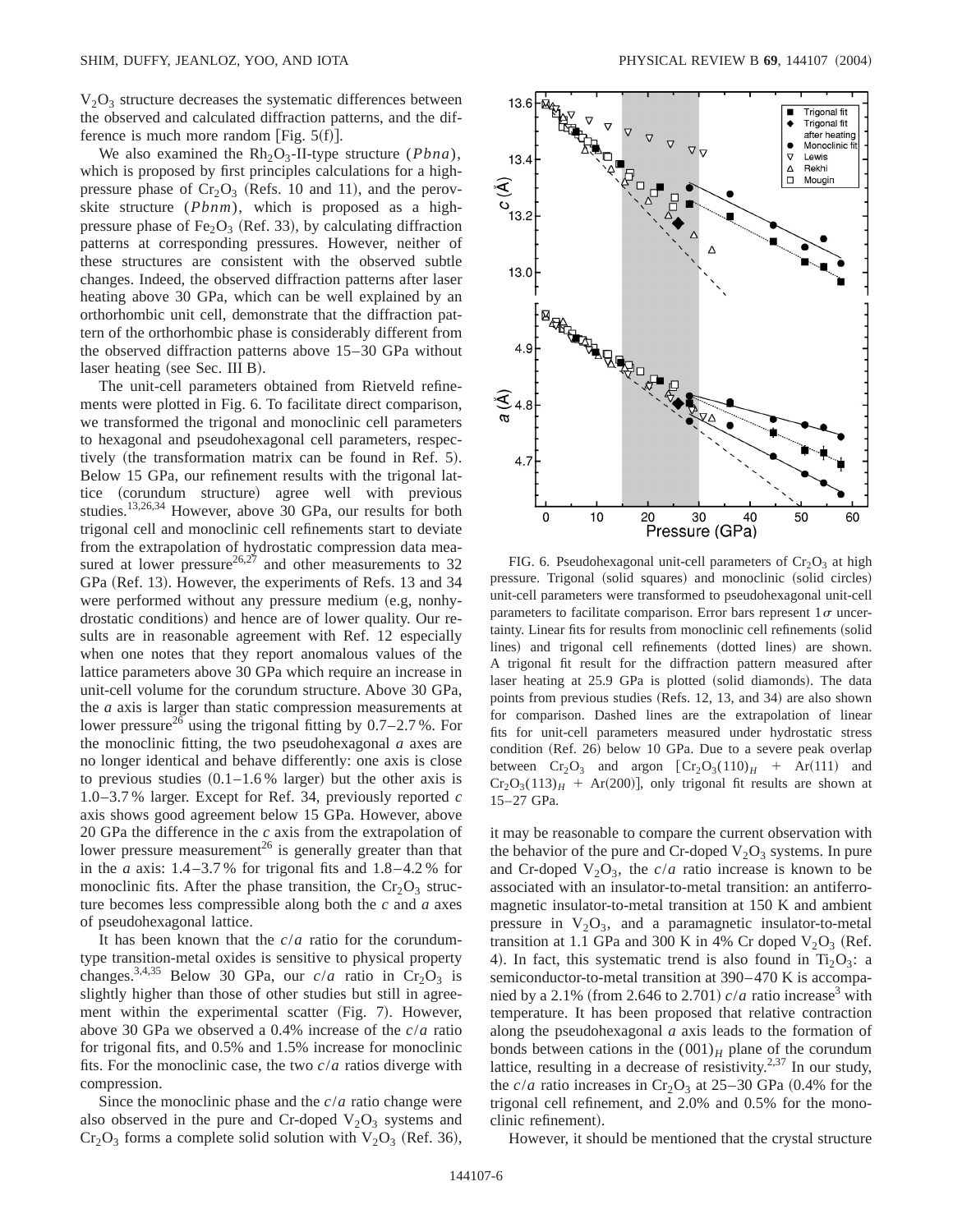$V_2O_3$ structure decreases the systematic differences between the observed and calculated diffraction patterns, and the difference is much more random [Fig. 5(f)].

We also examined the $Rh_2O_3$-II-type structure ($Pbna$), which is proposed by first principles calculations for a high-pressure phase of $Cr_2O_3$ (Refs. 10 and 11), and the perovskite structure ($Pbnm$), which is proposed as a high-pressure phase of $Fe_2O_3$ (Ref. 33), by calculating diffraction patterns at corresponding pressures. However, neither of these structures are consistent with the observed subtle changes. Indeed, the observed diffraction patterns after laser heating above 30 GPa, which can be well explained by an orthorhombic unit cell, demonstrate that the diffraction pattern of the orthorhombic phase is considerably different from the observed diffraction patterns above 15–30 GPa without laser heating (see Sec. III B).

The unit-cell parameters obtained from Rietveld refinements were plotted in Fig. 6. To facilitate direct comparison, we transformed the trigonal and monoclinic cell parameters to hexagonal and pseudohexagonal cell parameters, respectively (the transformation matrix can be found in Ref. 5). Below 15 GPa, our refinement results with the trigonal lattice (corundum structure) agree well with previous studies.[13,26,34] However, above 30 GPa, our results for both trigonal cell and monoclinic cell refinements start to deviate from the extrapolation of hydrostatic compression data measured at lower pressure[26,27] and other measurements to 32 GPa (Ref. 13). However, the experiments of Refs. 13 and 34 were performed without any pressure medium (e.g, nonhydrostatic conditions) and hence are of lower quality. Our results are in reasonable agreement with Ref. 12 especially when one notes that they report anomalous values of the lattice parameters above 30 GPa which require an increase in unit-cell volume for the corundum structure. Above 30 GPa, the $a$ axis is larger than static compression measurements at lower pressure[26] using the trigonal fitting by 0.7–2.7%. For the monoclinic fitting, the two pseudohexagonal $a$ axes are no longer identical and behave differently: one axis is close to previous studies (0.1–1.6% larger) but the other axis is 1.0–3.7% larger. Except for Ref. 34, previously reported $c$ axis shows good agreement below 15 GPa. However, above 20 GPa the difference in the $c$ axis from the extrapolation of lower pressure measurement[26] is generally greater than that in the $a$ axis: 1.4–3.7% for trigonal fits and 1.8–4.2% for monoclinic fits. After the phase transition, the $Cr_2O_3$ structure becomes less compressible along both the $c$ and $a$ axes of pseudohexagonal lattice.

It has been known that the $c/a$ ratio for the corundum-type transition-metal oxides is sensitive to physical property changes.[3,4,35] Below 30 GPa, our $c/a$ ratio in $Cr_2O_3$ is slightly higher than those of other studies but still in agreement within the experimental scatter (Fig. 7). However, above 30 GPa we observed a 0.4% increase of the $c/a$ ratio for trigonal fits, and 0.5% and 1.5% increase for monoclinic fits. For the monoclinic case, the two $c/a$ ratios diverge with compression.

Since the monoclinic phase and the $c/a$ ratio change were also observed in the pure and Cr-doped $V_2O_3$ systems and $Cr_2O_3$ forms a complete solid solution with $V_2O_3$ (Ref. 36),

FIG. 6. Pseudohexagonal unit-cell parameters of $Cr_2O_3$ at high pressure. Trigonal (solid squares) and monoclinic (solid circles) unit-cell parameters were transformed to pseudohexagonal unit-cell parameters to facilitate comparison. Error bars represent $1\sigma$ uncertainty. Linear fits for results from monoclinic cell refinements (solid lines) and trigonal cell refinements (dotted lines) are shown. A trigonal fit result for the diffraction pattern measured after laser heating at 25.9 GPa is plotted (solid diamonds). The data points from previous studies (Refs. 12, 13, and 34) are also shown for comparison. Dashed lines are the extrapolation of linear fits for unit-cell parameters measured under hydrostatic stress condition (Ref. 26) below 10 GPa. Due to a severe peak overlap between $Cr_2O_3$ and argon [$Cr_2O_3(110)_H$ + Ar(111) and $Cr_2O_3(113)_H$ + Ar(200)], only trigonal fit results are shown at 15–27 GPa.

it may be reasonable to compare the current observation with the behavior of the pure and Cr-doped $V_2O_3$ systems. In pure and Cr-doped $V_2O_3$, the $c/a$ ratio increase is known to be associated with an insulator-to-metal transition: an antiferromagnetic insulator-to-metal transition at 150 K and ambient pressure in $V_2O_3$, and a paramagnetic insulator-to-metal transition at 1.1 GPa and 300 K in 4% Cr doped $V_2O_3$ (Ref. 4). In fact, this systematic trend is also found in $Ti_2O_3$: a semiconductor-to-metal transition at 390–470 K is accompanied by a 2.1% (from 2.646 to 2.701) $c/a$ ratio increase[3] with temperature. It has been proposed that relative contraction along the pseudohexagonal $a$ axis leads to the formation of bonds between cations in the $(001)_H$ plane of the corundum lattice, resulting in a decrease of resistivity.[2,37] In our study, the $c/a$ ratio increases in $Cr_2O_3$ at 25–30 GPa (0.4% for the trigonal cell refinement, and 2.0% and 0.5% for the monoclinic refinement).

However, it should be mentioned that the crystal structure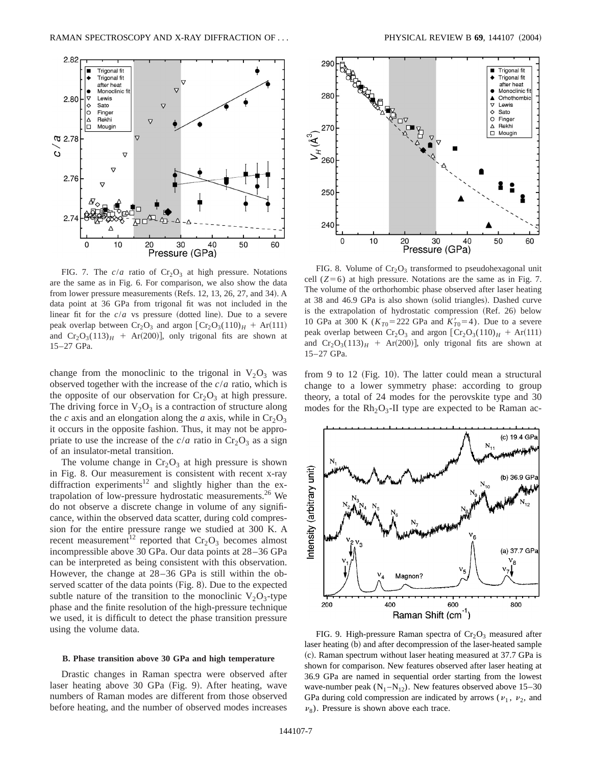FIG. 7. The $c/a$ ratio of $Cr_2O_3$ at high pressure. Notations are the same as in Fig. 6. For comparison, we also show the data from lower pressure measurements (Refs. 12, 13, 26, 27, and 34). A data point at 36 GPa from trigonal fit was not included in the linear fit for the $c/a$ vs pressure (dotted line). Due to a severe peak overlap between $Cr_2O_3$ and argon [$Cr_2O_3(110)_H$ + Ar(111) and $Cr_2O_3(113)_H$ + Ar(200)], only trigonal fits are shown at 15–27 GPa.

FIG. 8. Volume of $Cr_2O_3$ transformed to pseudohexagonal unit cell ($Z=6$) at high pressure. Notations are the same as in Fig. 7. The volume of the orthorhombic phase observed after laser heating at 38 and 46.9 GPa is also shown (solid triangles). Dashed curve is the extrapolation of hydrostatic compression (Ref. 26) below 10 GPa at 300 K ($K_{T0}=222$ GPa and $K'_{T0}=4$). Due to a severe peak overlap between $Cr_2O_3$ and argon [$Cr_2O_3(110)_H$ + Ar(111) and $Cr_2O_3(113)_H$ + Ar(200)], only trigonal fits are shown at 15–27 GPa.

change from the monoclinic to the trigonal in $V_2O_3$ was observed together with the increase of the $c/a$ ratio, which is the opposite of our observation for $Cr_2O_3$ at high pressure. The driving force in $V_2O_3$ is a contraction of structure along the $c$ axis and an elongation along the $a$ axis, while in $Cr_2O_3$ it occurs in the opposite fashion. Thus, it may not be appropriate to use the increase of the $c/a$ ratio in $Cr_2O_3$ as a sign of an insulator-metal transition.

The volume change in $Cr_2O_3$ at high pressure is shown in Fig. 8. Our measurement is consistent with recent x-ray diffraction experiments[12] and slightly higher than the extrapolation of low-pressure hydrostatic measurements.[26] We do not observe a discrete change in volume of any significance, within the observed data scatter, during cold compression for the entire pressure range we studied at 300 K. A recent measurement[12] reported that $Cr_2O_3$ becomes almost incompressible above 30 GPa. Our data points at 28–36 GPa can be interpreted as being consistent with this observation. However, the change at 28–36 GPa is still within the observed scatter of the data points (Fig. 8). Due to the expected subtle nature of the transition to the monoclinic $V_2O_3$-type phase and the finite resolution of the high-pressure technique we used, it is difficult to detect the phase transition pressure using the volume data.

### B. Phase transition above 30 GPa and high temperature

Drastic changes in Raman spectra were observed after laser heating above 30 GPa (Fig. 9). After heating, wave numbers of Raman modes are different from those observed before heating, and the number of observed modes increases from 9 to 12 (Fig. 10). The latter could mean a structural change to a lower symmetry phase: according to group theory, a total of 24 modes for the perovskite type and 30 modes for the $Rh_2O_3$-II type are expected to be Raman ac-

FIG. 9. High-pressure Raman spectra of $Cr_2O_3$ measured after laser heating (b) and after decompression of the laser-heated sample (c). Raman spectrum without laser heating measured at 37.7 GPa is shown for comparison. New features observed after laser heating at 36.9 GPa are named in sequential order starting from the lowest wave-number peak ($N_1$–$N_{12}$). New features observed above 15–30 GPa during cold compression are indicated by arrows ($\nu_1$, $\nu_2$, and $\nu_8$). Pressure is shown above each trace.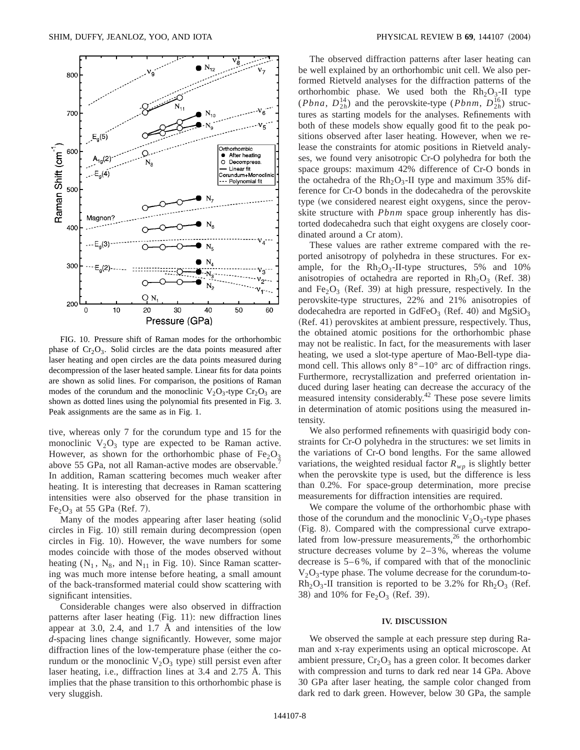FIG. 10. Pressure shift of Raman modes for the orthorhombic phase of $Cr_2O_3$. Solid circles are the data points measured after laser heating and open circles are the data points measured during decompression of the laser heated sample. Linear fits for data points are shown as solid lines. For comparison, the positions of Raman modes of the corundum and the monoclinic $V_2O_3$-type $Cr_2O_3$ are shown as dotted lines using the polynomial fits presented in Fig. 3. Peak assignments are the same as in Fig. 1.

tive, whereas only 7 for the corundum type and 15 for the monoclinic $V_2O_3$ type are expected to be Raman active. However, as shown for the orthorhombic phase of $Fe_2O_3$ above 55 GPa, not all Raman-active modes are observable.[7] In addition, Raman scattering becomes much weaker after heating. It is interesting that decreases in Raman scattering intensities were also observed for the phase transition in $Fe_2O_3$ at 55 GPa (Ref. 7).

Many of the modes appearing after laser heating (solid circles in Fig. 10) still remain during decompression (open circles in Fig. 10). However, the wave numbers for some modes coincide with those of the modes observed without heating ($N_1$, $N_8$, and $N_{11}$ in Fig. 10). Since Raman scattering was much more intense before heating, a small amount of the back-transformed material could show scattering with significant intensities.

Considerable changes were also observed in diffraction patterns after laser heating (Fig. 11): new diffraction lines appear at 3.0, 2.4, and 1.7 Å and intensities of the low *d*-spacing lines change significantly. However, some major diffraction lines of the low-temperature phase (either the corundum or the monoclinic $V_2O_3$ type) still persist even after laser heating, i.e., diffraction lines at 3.4 and 2.75 Å. This implies that the phase transition to this orthorhombic phase is very sluggish.

The observed diffraction patterns after laser heating can be well explained by an orthorhombic unit cell. We also performed Rietveld analyses for the diffraction patterns of the orthorhombic phase. We used both the $Rh_2O_3$-II type ($Pbna$, $D_{2h}^{14}$) and the perovskite-type ($Pbnm$, $D_{2h}^{16}$) structures as starting models for the analyses. Refinements with both of these models show equally good fit to the peak positions observed after laser heating. However, when we release the constraints for atomic positions in Rietveld analyses, we found very anisotropic Cr-O polyhedra for both the space groups: maximum 42% difference of Cr-O bonds in the octahedra of the $Rh_2O_3$-II type and maximum 35% difference for Cr-O bonds in the dodecahedra of the perovskite type (we considered nearest eight oxygens, since the perovskite structure with $Pbnm$ space group inherently has distorted dodecahedra such that eight oxygens are closely coordinated around a Cr atom).

These values are rather extreme compared with the reported anisotropy of polyhedra in these structures. For example, for the $Rh_2O_3$-II-type structures, 5% and 10% anisotropies of octahedra are reported in $Rh_2O_3$ (Ref. 38) and $Fe_2O_3$ (Ref. 39) at high pressure, respectively. In the perovskite-type structures, 22% and 21% anisotropies of dodecahedra are reported in $GdFeO_3$ (Ref. 40) and $MgSiO_3$ (Ref. 41) perovskites at ambient pressure, respectively. Thus, the obtained atomic positions for the orthorhombic phase may not be realistic. In fact, for the measurements with laser heating, we used a slot-type aperture of Mao-Bell-type diamond cell. This allows only 8°–10° arc of diffraction rings. Furthermore, recrystallization and preferred orientation induced during laser heating can decrease the accuracy of the measured intensity considerably.[42] These pose severe limits in determination of atomic positions using the measured intensity.

We also performed refinements with quasirigid body constraints for Cr-O polyhedra in the structures: we set limits in the variations of Cr-O bond lengths. For the same allowed variations, the weighted residual factor $R_{wp}$ is slightly better when the perovskite type is used, but the difference is less than 0.2%. For space-group determination, more precise measurements for diffraction intensities are required.

We compare the volume of the orthorhombic phase with those of the corundum and the monoclinic $V_2O_3$-type phases (Fig. 8). Compared with the compressional curve extrapolated from low-pressure measurements,[26] the orthorhombic structure decreases volume by 2–3%, whereas the volume decrease is 5–6%, if compared with that of the monoclinic $V_2O_3$-type phase. The volume decrease for the corundum-to-$Rh_2O_3$-II transition is reported to be 3.2% for $Rh_2O_3$ (Ref. 38) and 10% for $Fe_2O_3$ (Ref. 39).

## IV. DISCUSSION

We observed the sample at each pressure step during Raman and x-ray experiments using an optical microscope. At ambient pressure, $Cr_2O_3$ has a green color. It becomes darker with compression and turns to dark red near 14 GPa. Above 30 GPa after laser heating, the sample color changed from dark red to dark green. However, below 30 GPa, the sample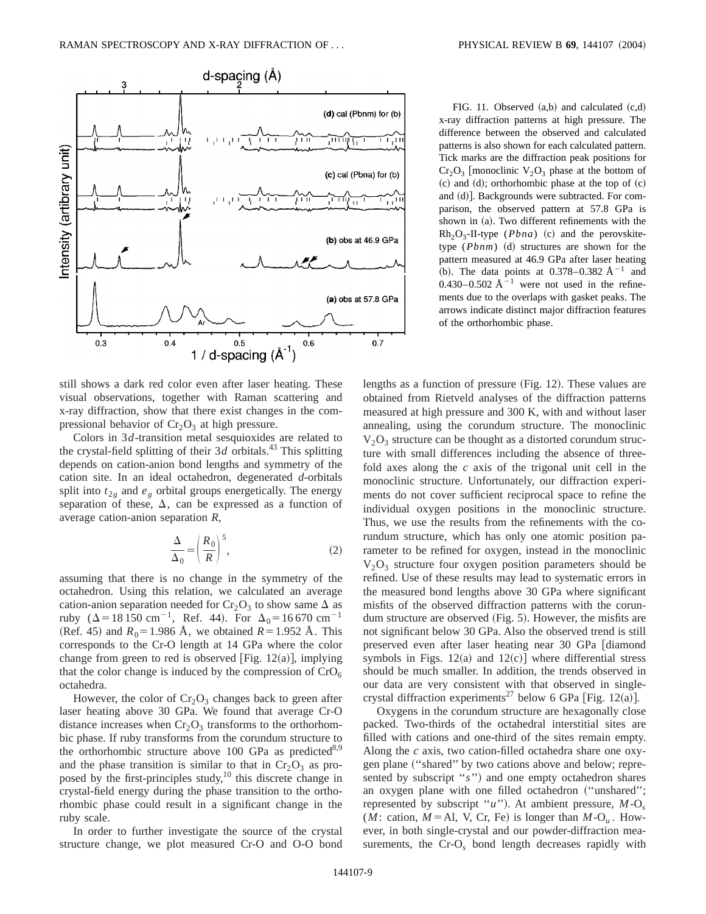FIG. 11. Observed (a,b) and calculated (c,d) x-ray diffraction patterns at high pressure. The difference between the observed and calculated patterns is also shown for each calculated pattern. Tick marks are the diffraction peak positions for $Cr_2O_3$ [monoclinic $V_2O_3$ phase at the bottom of (c) and (d); orthorhombic phase at the top of (c) and (d)]. Backgrounds were subtracted. For comparison, the observed pattern at 57.8 GPa is shown in (a). Two different refinements with the $Rh_2O_3$-II-type (*Pbna*) (c) and the perovskite-type (*Pbnm*) (d) structures are shown for the pattern measured at 46.9 GPa after laser heating (b). The data points at 0.378–0.382 $Å^{-1}$ and 0.430–0.502 $Å^{-1}$ were not used in the refinements due to the overlaps with gasket peaks. The arrows indicate distinct major diffraction features of the orthorhombic phase.

still shows a dark red color even after laser heating. These visual observations, together with Raman scattering and x-ray diffraction, show that there exist changes in the compressional behavior of $Cr_2O_3$ at high pressure.

Colors in 3*d*-transition metal sesquioxides are related to the crystal-field splitting of their 3*d* orbitals.[43] This splitting depends on cation-anion bond lengths and symmetry of the cation site. In an ideal octahedron, degenerated *d*-orbitals split into $t_{2g}$ and $e_g$ orbital groups energetically. The energy separation of these, $\Delta$, can be expressed as a function of average cation-anion separation $R$,

$$\frac{\Delta}{\Delta_0} = \left(\frac{R_0}{R}\right)^5, \tag{2}$$

assuming that there is no change in the symmetry of the octahedron. Using this relation, we calculated an average cation-anion separation needed for $Cr_2O_3$ to show same $\Delta$ as ruby ($\Delta = 18\,150\ \text{cm}^{-1}$, Ref. 44). For $\Delta_0 = 16\,670\ \text{cm}^{-1}$ (Ref. 45) and $R_0 = 1.986$ Å, we obtained $R = 1.952$ Å. This corresponds to the Cr-O length at 14 GPa where the color change from green to red is observed [Fig. 12(a)], implying that the color change is induced by the compression of $CrO_6$ octahedra.

However, the color of $Cr_2O_3$ changes back to green after laser heating above 30 GPa. We found that average Cr-O distance increases when $Cr_2O_3$ transforms to the orthorhombic phase. If ruby transforms from the corundum structure to the orthorhombic structure above 100 GPa as predicted[8,9] and the phase transition is similar to that in $Cr_2O_3$ as proposed by the first-principles study,[10] this discrete change in crystal-field energy during the phase transition to the orthorhombic phase could result in a significant change in the ruby scale.

In order to further investigate the source of the crystal structure change, we plot measured Cr-O and O-O bond lengths as a function of pressure (Fig. 12). These values are obtained from Rietveld analyses of the diffraction patterns measured at high pressure and 300 K, with and without laser annealing, using the corundum structure. The monoclinic $V_2O_3$ structure can be thought as a distorted corundum structure with small differences including the absence of threefold axes along the *c* axis of the trigonal unit cell in the monoclinic structure. Unfortunately, our diffraction experiments do not cover sufficient reciprocal space to refine the individual oxygen positions in the monoclinic structure. Thus, we use the results from the refinements with the corundum structure, which has only one atomic position parameter to be refined for oxygen, instead in the monoclinic $V_2O_3$ structure four oxygen position parameters should be refined. Use of these results may lead to systematic errors in the measured bond lengths above 30 GPa where significant misfits of the observed diffraction patterns with the corundum structure are observed (Fig. 5). However, the misfits are not significant below 30 GPa. Also the observed trend is still preserved even after laser heating near 30 GPa [diamond symbols in Figs. 12(a) and 12(c)] where differential stress should be much smaller. In addition, the trends observed in our data are very consistent with that observed in single-crystal diffraction experiments[27] below 6 GPa [Fig. 12(a)].

Oxygens in the corundum structure are hexagonally close packed. Two-thirds of the octahedral interstitial sites are filled with cations and one-third of the sites remain empty. Along the *c* axis, two cation-filled octahedra share one oxygen plane ("shared" by two cations above and below; represented by subscript "*s*") and one empty octahedron shares an oxygen plane with one filled octahedron ("unshared"; represented by subscript "*u*"). At ambient pressure, $M$-$O_s$ ($M$: cation, $M$ = Al, V, Cr, Fe) is longer than $M$-$O_u$. However, in both single-crystal and our powder-diffraction measurements, the Cr-$O_s$ bond length decreases rapidly with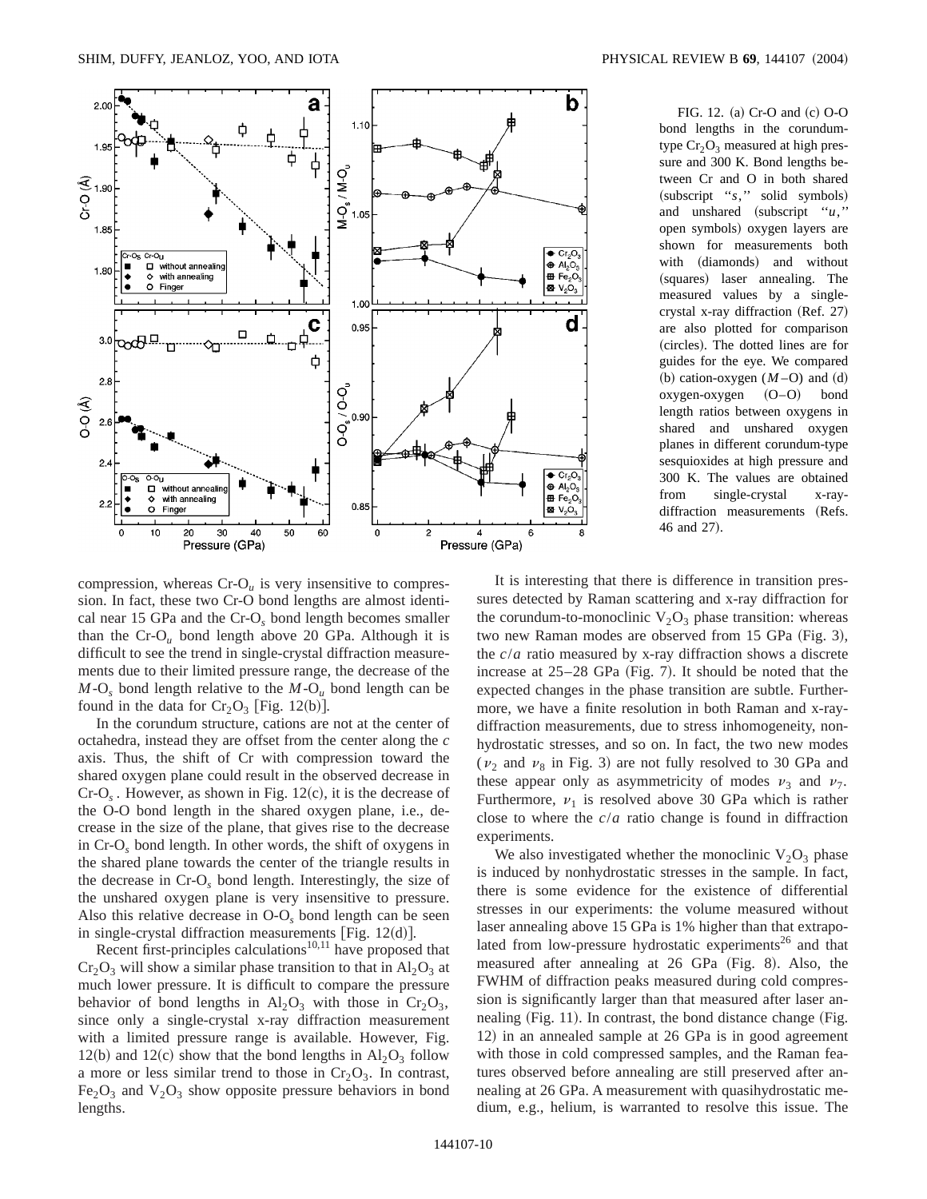FIG. 12. (a) Cr-O and (c) O-O bond lengths in the corundum-type $Cr_2O_3$ measured at high pressure and 300 K. Bond lengths between Cr and O in both shared (subscript "*s*," solid symbols) and unshared (subscript "*u*," open symbols) oxygen layers are shown for measurements both with (diamonds) and without (squares) laser annealing. The measured values by a single-crystal x-ray diffraction (Ref. 27) are also plotted for comparison (circles). The dotted lines are for guides for the eye. We compared (b) cation-oxygen ($M$–O) and (d) oxygen-oxygen (O–O) bond length ratios between oxygens in shared and unshared oxygen planes in different corundum-type sesquioxides at high pressure and 300 K. The values are obtained from single-crystal x-ray-diffraction measurements (Refs. 46 and 27).

compression, whereas Cr-$O_u$ is very insensitive to compression. In fact, these two Cr-O bond lengths are almost identical near 15 GPa and the Cr-$O_s$ bond length becomes smaller than the Cr-$O_u$ bond length above 20 GPa. Although it is difficult to see the trend in single-crystal diffraction measurements due to their limited pressure range, the decrease of the $M$-$O_s$ bond length relative to the $M$-$O_u$ bond length can be found in the data for $Cr_2O_3$ [Fig. 12(b)].

In the corundum structure, cations are not at the center of octahedra, instead they are offset from the center along the $c$ axis. Thus, the shift of Cr with compression toward the shared oxygen plane could result in the observed decrease in Cr-$O_s$. However, as shown in Fig. 12(c), it is the decrease of the O-O bond length in the shared oxygen plane, i.e., decrease in the size of the plane, that gives rise to the decrease in Cr-$O_s$ bond length. In other words, the shift of oxygens in the shared plane towards the center of the triangle results in the decrease in Cr-$O_s$ bond length. Interestingly, the size of the unshared oxygen plane is very insensitive to pressure. Also this relative decrease in O-$O_s$ bond length can be seen in single-crystal diffraction measurements [Fig. 12(d)].

Recent first-principles calculations[10,11] have proposed that $Cr_2O_3$ will show a similar phase transition to that in $Al_2O_3$ at much lower pressure. It is difficult to compare the pressure behavior of bond lengths in $Al_2O_3$ with those in $Cr_2O_3$, since only a single-crystal x-ray diffraction measurement with a limited pressure range is available. However, Fig. 12(b) and 12(c) show that the bond lengths in $Al_2O_3$ follow a more or less similar trend to those in $Cr_2O_3$. In contrast, $Fe_2O_3$ and $V_2O_3$ show opposite pressure behaviors in bond lengths.

It is interesting that there is difference in transition pressures detected by Raman scattering and x-ray diffraction for the corundum-to-monoclinic $V_2O_3$ phase transition: whereas two new Raman modes are observed from 15 GPa (Fig. 3), the $c/a$ ratio measured by x-ray diffraction shows a discrete increase at 25–28 GPa (Fig. 7). It should be noted that the expected changes in the phase transition are subtle. Furthermore, we have a finite resolution in both Raman and x-ray-diffraction measurements, due to stress inhomogeneity, nonhydrostatic stresses, and so on. In fact, the two new modes ($\nu_2$ and $\nu_8$ in Fig. 3) are not fully resolved to 30 GPa and these appear only as asymmetricity of modes $\nu_3$ and $\nu_7$. Furthermore, $\nu_1$ is resolved above 30 GPa which is rather close to where the $c/a$ ratio change is found in diffraction experiments.

We also investigated whether the monoclinic $V_2O_3$ phase is induced by nonhydrostatic stresses in the sample. In fact, there is some evidence for the existence of differential stresses in our experiments: the volume measured without laser annealing above 15 GPa is 1% higher than that extrapolated from low-pressure hydrostatic experiments[26] and that measured after annealing at 26 GPa (Fig. 8). Also, the FWHM of diffraction peaks measured during cold compression is significantly larger than that measured after laser annealing (Fig. 11). In contrast, the bond distance change (Fig. 12) in an annealed sample at 26 GPa is in good agreement with those in cold compressed samples, and the Raman features observed before annealing are still preserved after annealing at 26 GPa. A measurement with quasihydrostatic medium, e.g., helium, is warranted to resolve this issue. The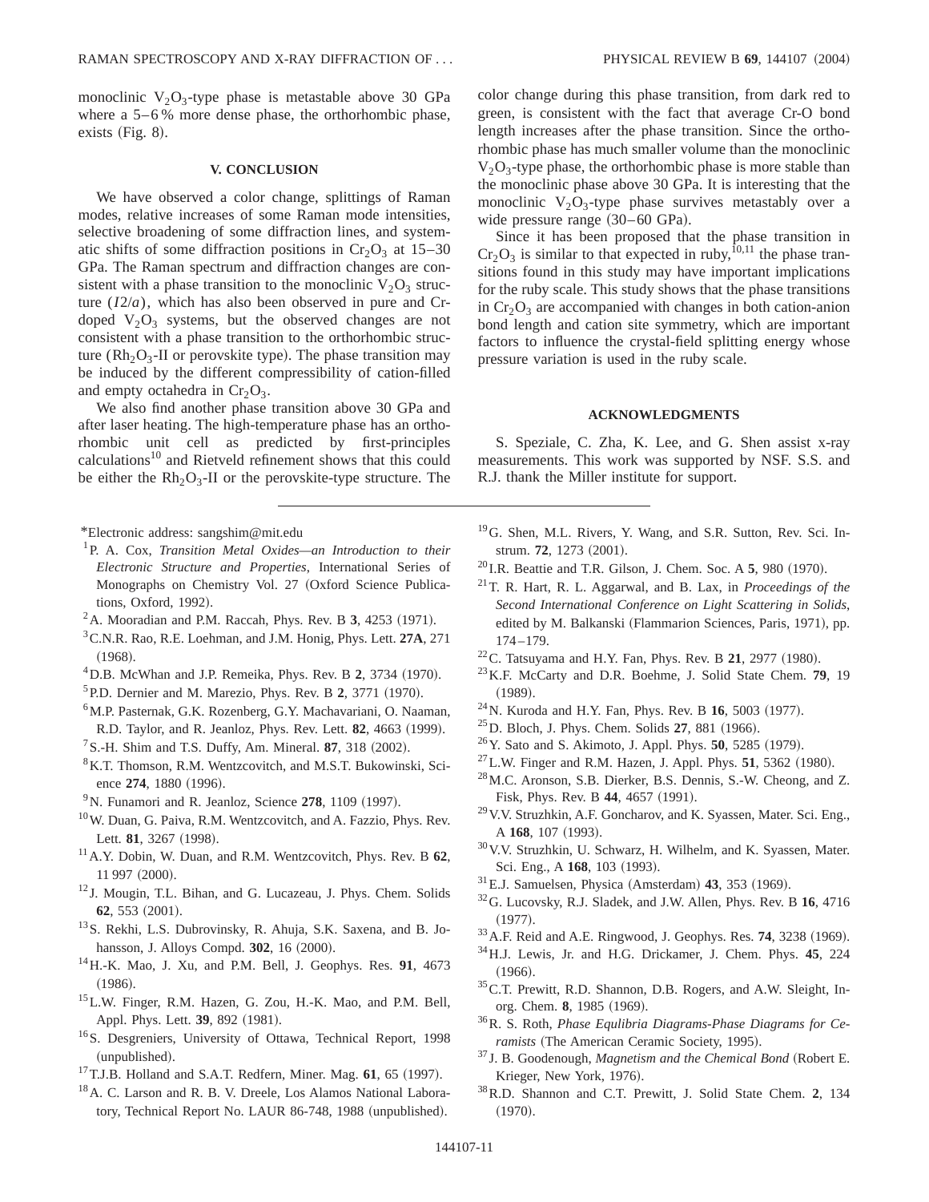monoclinic $V_2O_3$-type phase is metastable above 30 GPa where a 5–6 % more dense phase, the orthorhombic phase, exists (Fig. 8).

## V. CONCLUSION

We have observed a color change, splittings of Raman modes, relative increases of some Raman mode intensities, selective broadening of some diffraction lines, and systematic shifts of some diffraction positions in $Cr_2O_3$ at 15–30 GPa. The Raman spectrum and diffraction changes are consistent with a phase transition to the monoclinic $V_2O_3$ structure ($I2/a$), which has also been observed in pure and Cr-doped $V_2O_3$ systems, but the observed changes are not consistent with a phase transition to the orthorhombic structure ($Rh_2O_3$-II or perovskite type). The phase transition may be induced by the different compressibility of cation-filled and empty octahedra in $Cr_2O_3$.

We also find another phase transition above 30 GPa and after laser heating. The high-temperature phase has an orthorhombic unit cell as predicted by first-principles calculations[10] and Rietveld refinement shows that this could be either the $Rh_2O_3$-II or the perovskite-type structure. The color change during this phase transition, from dark red to green, is consistent with the fact that average Cr-O bond length increases after the phase transition. Since the orthorhombic phase has much smaller volume than the monoclinic $V_2O_3$-type phase, the orthorhombic phase is more stable than the monoclinic phase above 30 GPa. It is interesting that the monoclinic $V_2O_3$-type phase survives metastably over a wide pressure range (30–60 GPa).

Since it has been proposed that the phase transition in $Cr_2O_3$ is similar to that expected in ruby,[10,11] the phase transitions found in this study may have important implications for the ruby scale. This study shows that the phase transitions in $Cr_2O_3$ are accompanied with changes in both cation-anion bond length and cation site symmetry, which are important factors to influence the crystal-field splitting energy whose pressure variation is used in the ruby scale.

## ACKNOWLEDGMENTS

S. Speziale, C. Zha, K. Lee, and G. Shen assist x-ray measurements. This work was supported by NSF. S.S. and R.J. thank the Miller institute for support.

---

*Electronic address: sangshim@mit.edu

[1] P. A. Cox, *Transition Metal Oxides—an Introduction to their Electronic Structure and Properties*, International Series of Monographs on Chemistry Vol. 27 (Oxford Science Publications, Oxford, 1992).

[2] A. Mooradian and P.M. Raccah, Phys. Rev. B **3**, 4253 (1971).

[3] C.N.R. Rao, R.E. Loehman, and J.M. Honig, Phys. Lett. **27A**, 271 (1968).

[4] D.B. McWhan and J.P. Remeika, Phys. Rev. B **2**, 3734 (1970).

[5] P.D. Dernier and M. Marezio, Phys. Rev. B **2**, 3771 (1970).

[6] M.P. Pasternak, G.K. Rozenberg, G.Y. Machavariani, O. Naaman, R.D. Taylor, and R. Jeanloz, Phys. Rev. Lett. **82**, 4663 (1999).

[7] S.-H. Shim and T.S. Duffy, Am. Mineral. **87**, 318 (2002).

[8] K.T. Thomson, R.M. Wentzcovitch, and M.S.T. Bukowinski, Science **274**, 1880 (1996).

[9] N. Funamori and R. Jeanloz, Science **278**, 1109 (1997).

[10] W. Duan, G. Paiva, R.M. Wentzcovitch, and A. Fazzio, Phys. Rev. Lett. **81**, 3267 (1998).

[11] A.Y. Dobin, W. Duan, and R.M. Wentzcovitch, Phys. Rev. B **62**, 11 997 (2000).

[12] J. Mougin, T.L. Bihan, and G. Lucazeau, J. Phys. Chem. Solids **62**, 553 (2001).

[13] S. Rekhi, L.S. Dubrovinsky, R. Ahuja, S.K. Saxena, and B. Johansson, J. Alloys Compd. **302**, 16 (2000).

[14] H.-K. Mao, J. Xu, and P.M. Bell, J. Geophys. Res. **91**, 4673 (1986).

[15] L.W. Finger, R.M. Hazen, G. Zou, H.-K. Mao, and P.M. Bell, Appl. Phys. Lett. **39**, 892 (1981).

[16] S. Desgreniers, University of Ottawa, Technical Report, 1998 (unpublished).

[17] T.J.B. Holland and S.A.T. Redfern, Miner. Mag. **61**, 65 (1997).

[18] A. C. Larson and R. B. V. Dreele, Los Alamos National Laboratory, Technical Report No. LAUR 86-748, 1988 (unpublished).

[19] G. Shen, M.L. Rivers, Y. Wang, and S.R. Sutton, Rev. Sci. Instrum. **72**, 1273 (2001).

[20] I.R. Beattie and T.R. Gilson, J. Chem. Soc. A **5**, 980 (1970).

[21] T. R. Hart, R. L. Aggarwal, and B. Lax, in *Proceedings of the Second International Conference on Light Scattering in Solids*, edited by M. Balkanski (Flammarion Sciences, Paris, 1971), pp. 174–179.

[22] C. Tatsuyama and H.Y. Fan, Phys. Rev. B **21**, 2977 (1980).

[23] K.F. McCarty and D.R. Boehme, J. Solid State Chem. **79**, 19 (1989).

[24] N. Kuroda and H.Y. Fan, Phys. Rev. B **16**, 5003 (1977).

[25] D. Bloch, J. Phys. Chem. Solids **27**, 881 (1966).

[26] Y. Sato and S. Akimoto, J. Appl. Phys. **50**, 5285 (1979).

[27] L.W. Finger and R.M. Hazen, J. Appl. Phys. **51**, 5362 (1980).

[28] M.C. Aronson, S.B. Dierker, B.S. Dennis, S.-W. Cheong, and Z. Fisk, Phys. Rev. B **44**, 4657 (1991).

[29] V.V. Struzhkin, A.F. Goncharov, and K. Syassen, Mater. Sci. Eng., A **168**, 107 (1993).

[30] V.V. Struzhkin, U. Schwarz, H. Wilhelm, and K. Syassen, Mater. Sci. Eng., A **168**, 103 (1993).

[31] E.J. Samuelsen, Physica (Amsterdam) **43**, 353 (1969).

[32] G. Lucovsky, R.J. Sladek, and J.W. Allen, Phys. Rev. B **16**, 4716 (1977).

[33] A.F. Reid and A.E. Ringwood, J. Geophys. Res. **74**, 3238 (1969).

[34] H.J. Lewis, Jr. and H.G. Drickamer, J. Chem. Phys. **45**, 224 (1966).

[35] C.T. Prewitt, R.D. Shannon, D.B. Rogers, and A.W. Sleight, Inorg. Chem. **8**, 1985 (1969).

[36] R. S. Roth, *Phase Equlibria Diagrams-Phase Diagrams for Ceramists* (The American Ceramic Society, 1995).

[37] J. B. Goodenough, *Magnetism and the Chemical Bond* (Robert E. Krieger, New York, 1976).

[38] R.D. Shannon and C.T. Prewitt, J. Solid State Chem. **2**, 134 (1970).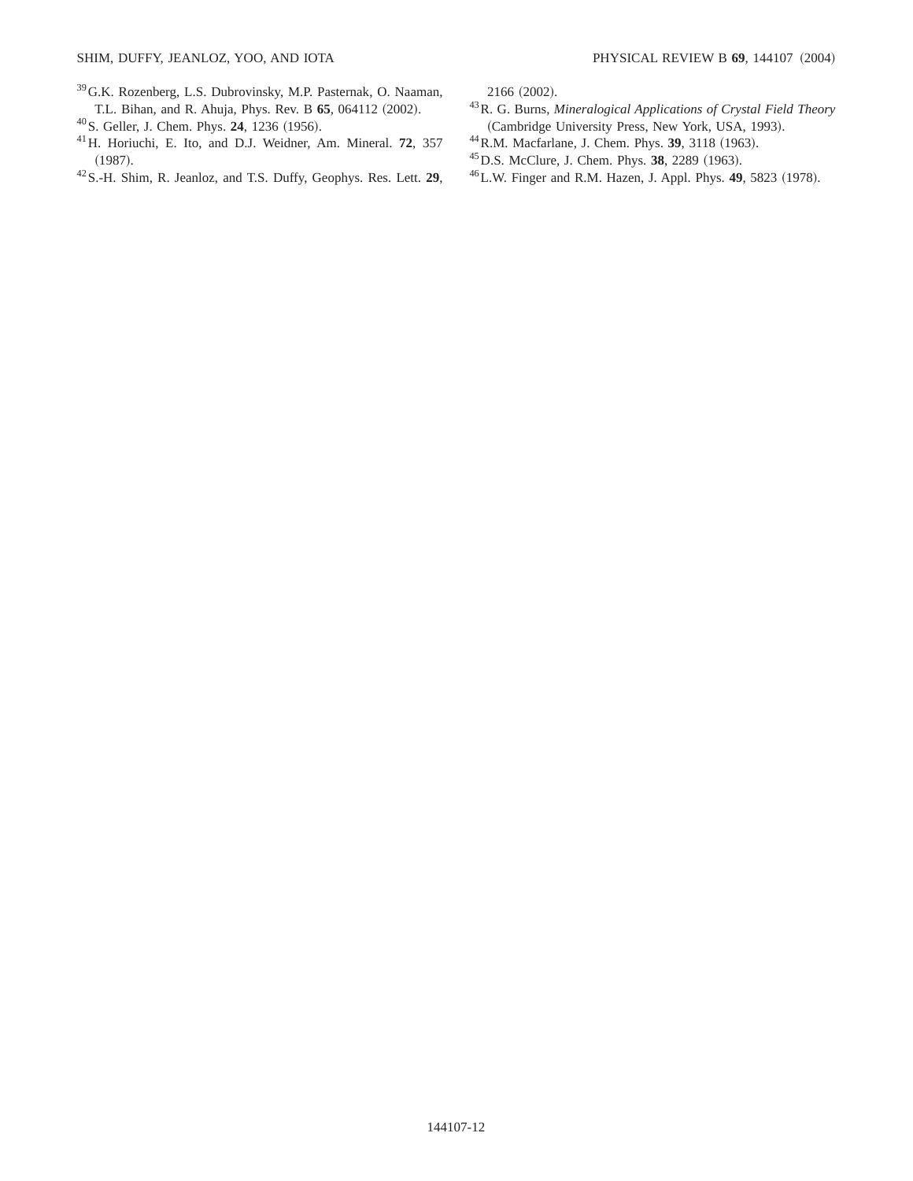[39] G.K. Rozenberg, L.S. Dubrovinsky, M.P. Pasternak, O. Naaman, T.L. Bihan, and R. Ahuja, Phys. Rev. B **65**, 064112 (2002).

[40] S. Geller, J. Chem. Phys. **24**, 1236 (1956).

[41] H. Horiuchi, E. Ito, and D.J. Weidner, Am. Mineral. **72**, 357 (1987).

[42] S.-H. Shim, R. Jeanloz, and T.S. Duffy, Geophys. Res. Lett. **29**, 2166 (2002).

[43] R. G. Burns, *Mineralogical Applications of Crystal Field Theory* (Cambridge University Press, New York, USA, 1993).

[44] R.M. Macfarlane, J. Chem. Phys. **39**, 3118 (1963).

[45] D.S. McClure, J. Chem. Phys. **38**, 2289 (1963).

[46] L.W. Finger and R.M. Hazen, J. Appl. Phys. **49**, 5823 (1978).